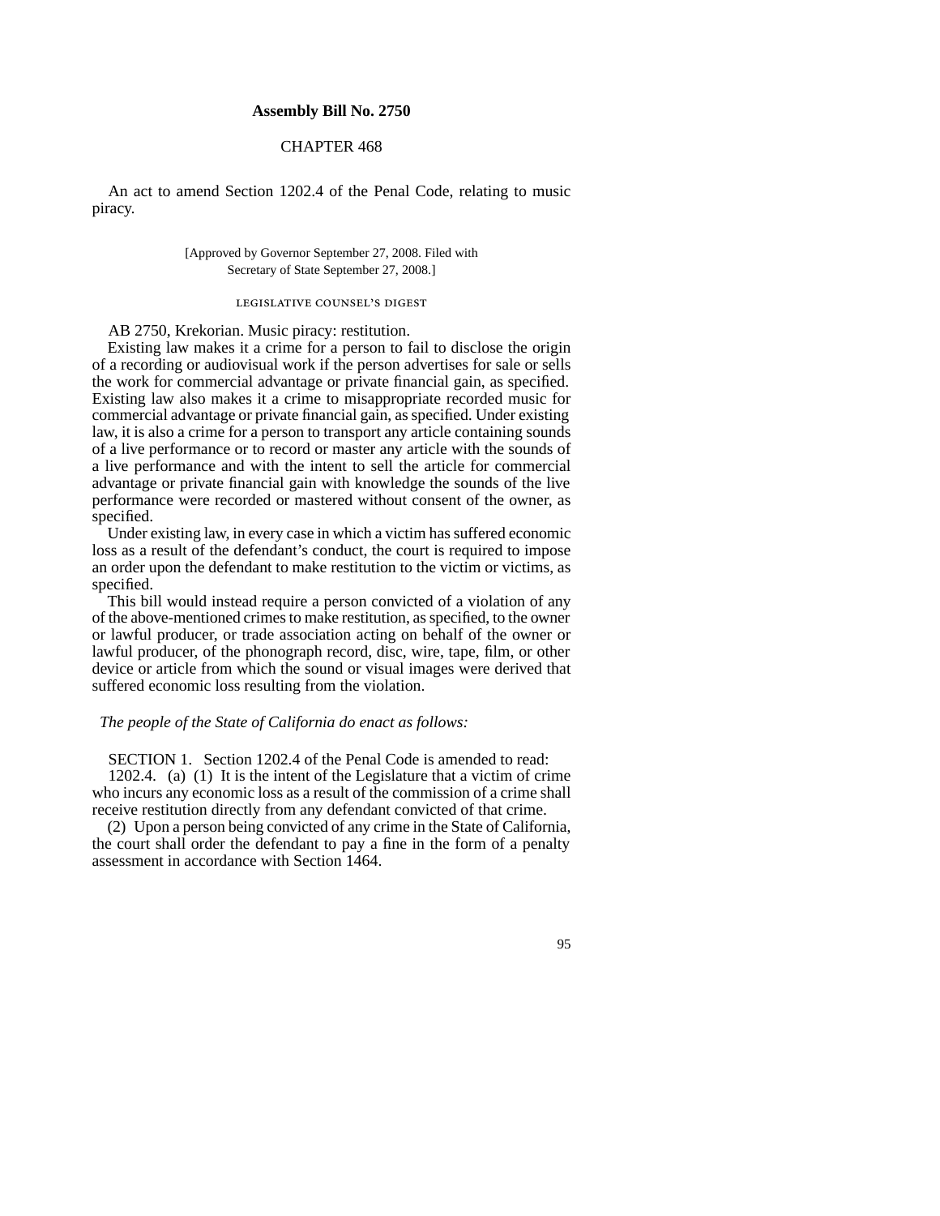**Assembly Bill No. 2750**

CHAPTER 468

An act to amend Section 1202.4 of the Penal Code, relating to music piracy.

[Approved by Governor September 27, 2008. Filed with Secretary of State September 27, 2008.]

LEGISLATIVE COUNSEL'S DIGEST

AB 2750, Krekorian. Music piracy: restitution.

Existing law makes it a crime for a person to fail to disclose the origin of a recording or audiovisual work if the person advertises for sale or sells the work for commercial advantage or private financial gain, as specified. Existing law also makes it a crime to misappropriate recorded music for commercial advantage or private financial gain, as specified. Under existing law, it is also a crime for a person to transport any article containing sounds of a live performance or to record or master any article with the sounds of a live performance and with the intent to sell the article for commercial advantage or private financial gain with knowledge the sounds of the live performance were recorded or mastered without consent of the owner, as specified.

Under existing law, in every case in which a victim has suffered economic loss as a result of the defendant's conduct, the court is required to impose an order upon the defendant to make restitution to the victim or victims, as specified.

This bill would instead require a person convicted of a violation of any of the above-mentioned crimes to make restitution, as specified, to the owner or lawful producer, or trade association acting on behalf of the owner or lawful producer, of the phonograph record, disc, wire, tape, film, or other device or article from which the sound or visual images were derived that suffered economic loss resulting from the violation.

*The people of the State of California do enact as follows:*

SECTION 1. Section 1202.4 of the Penal Code is amended to read:

1202.4. (a) (1) It is the intent of the Legislature that a victim of crime who incurs any economic loss as a result of the commission of a crime shall receive restitution directly from any defendant convicted of that crime.

(2) Upon a person being convicted of any crime in the State of California, the court shall order the defendant to pay a fine in the form of a penalty assessment in accordance with Section 1464.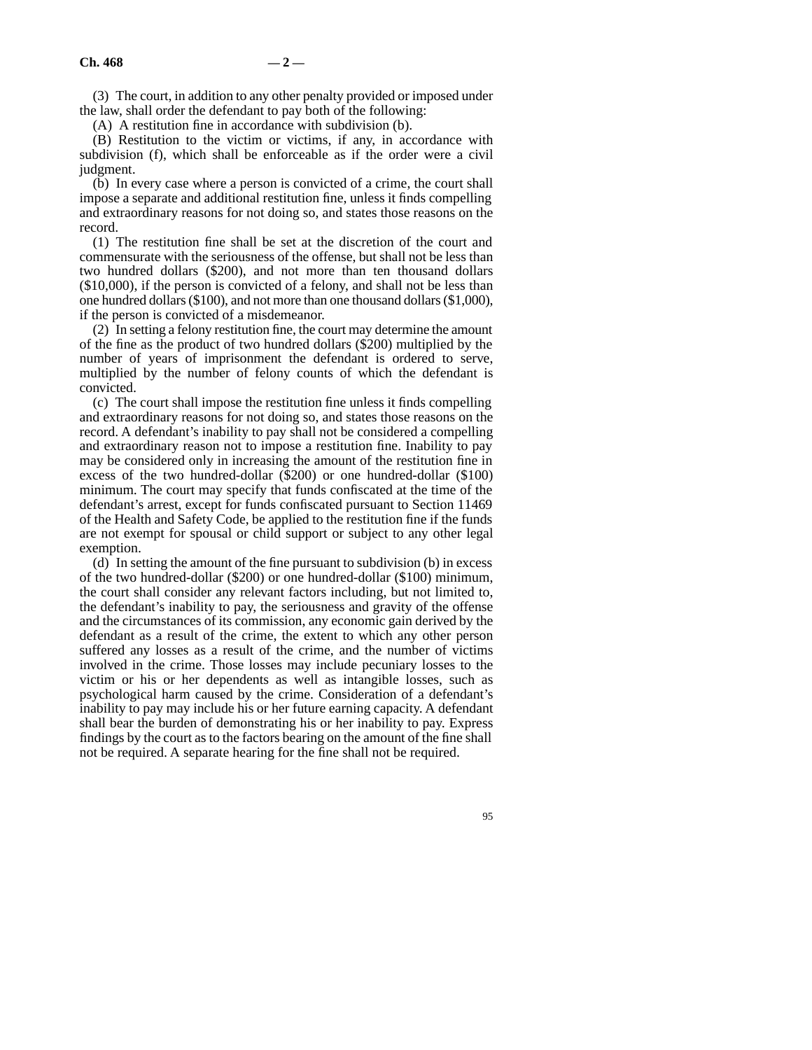(3) The court, in addition to any other penalty provided or imposed under the law, shall order the defendant to pay both of the following:

(A) A restitution fine in accordance with subdivision (b).

(B) Restitution to the victim or victims, if any, in accordance with subdivision (f), which shall be enforceable as if the order were a civil judgment.

(b) In every case where a person is convicted of a crime, the court shall impose a separate and additional restitution fine, unless it finds compelling and extraordinary reasons for not doing so, and states those reasons on the record.

(1) The restitution fine shall be set at the discretion of the court and commensurate with the seriousness of the offense, but shall not be less than two hundred dollars ($200), and not more than ten thousand dollars ($10,000), if the person is convicted of a felony, and shall not be less than one hundred dollars ($100), and not more than one thousand dollars ($1,000), if the person is convicted of a misdemeanor.

(2) In setting a felony restitution fine, the court may determine the amount of the fine as the product of two hundred dollars ($200) multiplied by the number of years of imprisonment the defendant is ordered to serve, multiplied by the number of felony counts of which the defendant is convicted.

(c) The court shall impose the restitution fine unless it finds compelling and extraordinary reasons for not doing so, and states those reasons on the record. A defendant's inability to pay shall not be considered a compelling and extraordinary reason not to impose a restitution fine. Inability to pay may be considered only in increasing the amount of the restitution fine in excess of the two hundred-dollar ($200) or one hundred-dollar ($100) minimum. The court may specify that funds confiscated at the time of the defendant's arrest, except for funds confiscated pursuant to Section 11469 of the Health and Safety Code, be applied to the restitution fine if the funds are not exempt for spousal or child support or subject to any other legal exemption.

(d) In setting the amount of the fine pursuant to subdivision (b) in excess of the two hundred-dollar ($200) or one hundred-dollar ($100) minimum, the court shall consider any relevant factors including, but not limited to, the defendant's inability to pay, the seriousness and gravity of the offense and the circumstances of its commission, any economic gain derived by the defendant as a result of the crime, the extent to which any other person suffered any losses as a result of the crime, and the number of victims involved in the crime. Those losses may include pecuniary losses to the victim or his or her dependents as well as intangible losses, such as psychological harm caused by the crime. Consideration of a defendant's inability to pay may include his or her future earning capacity. A defendant shall bear the burden of demonstrating his or her inability to pay. Express findings by the court as to the factors bearing on the amount of the fine shall not be required. A separate hearing for the fine shall not be required.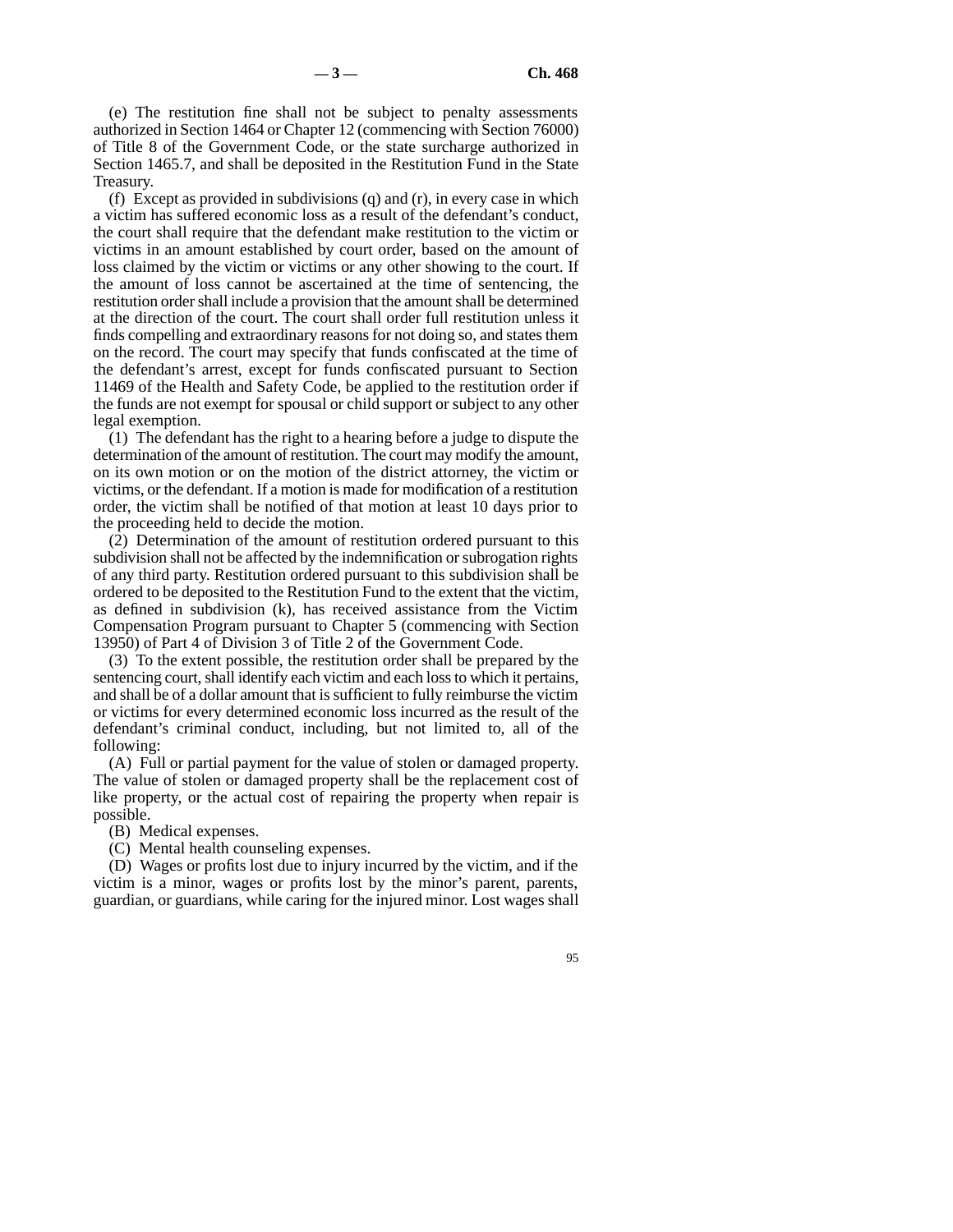(e) The restitution fine shall not be subject to penalty assessments authorized in Section 1464 or Chapter 12 (commencing with Section 76000) of Title 8 of the Government Code, or the state surcharge authorized in Section 1465.7, and shall be deposited in the Restitution Fund in the State Treasury.

(f) Except as provided in subdivisions (q) and (r), in every case in which a victim has suffered economic loss as a result of the defendant's conduct, the court shall require that the defendant make restitution to the victim or victims in an amount established by court order, based on the amount of loss claimed by the victim or victims or any other showing to the court. If the amount of loss cannot be ascertained at the time of sentencing, the restitution order shall include a provision that the amount shall be determined at the direction of the court. The court shall order full restitution unless it finds compelling and extraordinary reasons for not doing so, and states them on the record. The court may specify that funds confiscated at the time of the defendant's arrest, except for funds confiscated pursuant to Section 11469 of the Health and Safety Code, be applied to the restitution order if the funds are not exempt for spousal or child support or subject to any other legal exemption.

(1) The defendant has the right to a hearing before a judge to dispute the determination of the amount of restitution. The court may modify the amount, on its own motion or on the motion of the district attorney, the victim or victims, or the defendant. If a motion is made for modification of a restitution order, the victim shall be notified of that motion at least 10 days prior to the proceeding held to decide the motion.

(2) Determination of the amount of restitution ordered pursuant to this subdivision shall not be affected by the indemnification or subrogation rights of any third party. Restitution ordered pursuant to this subdivision shall be ordered to be deposited to the Restitution Fund to the extent that the victim, as defined in subdivision (k), has received assistance from the Victim Compensation Program pursuant to Chapter 5 (commencing with Section 13950) of Part 4 of Division 3 of Title 2 of the Government Code.

(3) To the extent possible, the restitution order shall be prepared by the sentencing court, shall identify each victim and each loss to which it pertains, and shall be of a dollar amount that is sufficient to fully reimburse the victim or victims for every determined economic loss incurred as the result of the defendant's criminal conduct, including, but not limited to, all of the following:

(A) Full or partial payment for the value of stolen or damaged property. The value of stolen or damaged property shall be the replacement cost of like property, or the actual cost of repairing the property when repair is possible.

(B) Medical expenses.

(C) Mental health counseling expenses.

(D) Wages or profits lost due to injury incurred by the victim, and if the victim is a minor, wages or profits lost by the minor's parent, parents, guardian, or guardians, while caring for the injured minor. Lost wages shall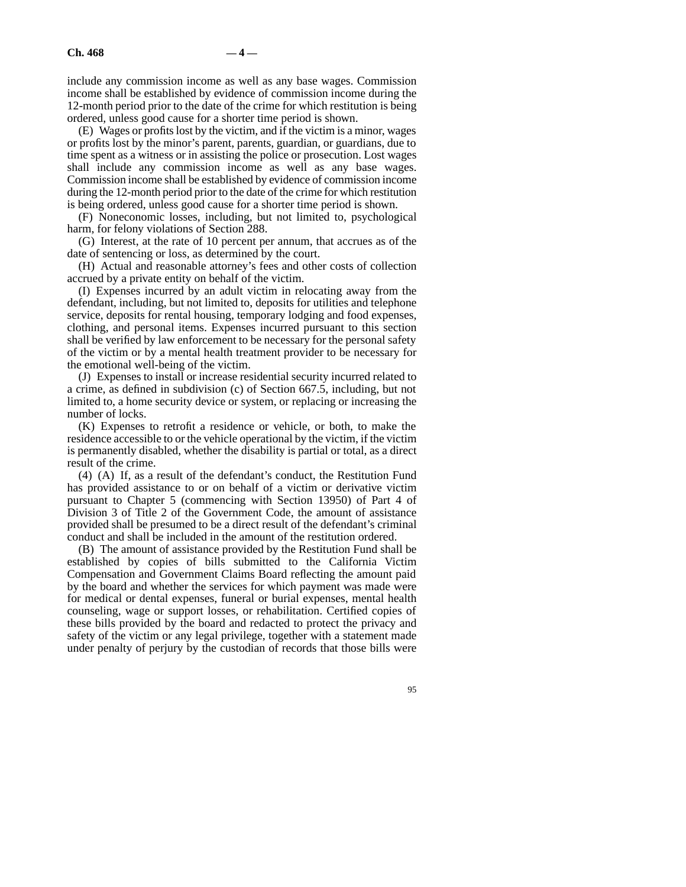include any commission income as well as any base wages. Commission income shall be established by evidence of commission income during the 12-month period prior to the date of the crime for which restitution is being ordered, unless good cause for a shorter time period is shown.

(E) Wages or profits lost by the victim, and if the victim is a minor, wages or profits lost by the minor's parent, parents, guardian, or guardians, due to time spent as a witness or in assisting the police or prosecution. Lost wages shall include any commission income as well as any base wages. Commission income shall be established by evidence of commission income during the 12-month period prior to the date of the crime for which restitution is being ordered, unless good cause for a shorter time period is shown.

(F) Noneconomic losses, including, but not limited to, psychological harm, for felony violations of Section 288.

(G) Interest, at the rate of 10 percent per annum, that accrues as of the date of sentencing or loss, as determined by the court.

(H) Actual and reasonable attorney's fees and other costs of collection accrued by a private entity on behalf of the victim.

(I) Expenses incurred by an adult victim in relocating away from the defendant, including, but not limited to, deposits for utilities and telephone service, deposits for rental housing, temporary lodging and food expenses, clothing, and personal items. Expenses incurred pursuant to this section shall be verified by law enforcement to be necessary for the personal safety of the victim or by a mental health treatment provider to be necessary for the emotional well-being of the victim.

(J) Expenses to install or increase residential security incurred related to a crime, as defined in subdivision (c) of Section 667.5, including, but not limited to, a home security device or system, or replacing or increasing the number of locks.

(K) Expenses to retrofit a residence or vehicle, or both, to make the residence accessible to or the vehicle operational by the victim, if the victim is permanently disabled, whether the disability is partial or total, as a direct result of the crime.

(4) (A) If, as a result of the defendant's conduct, the Restitution Fund has provided assistance to or on behalf of a victim or derivative victim pursuant to Chapter 5 (commencing with Section 13950) of Part 4 of Division 3 of Title 2 of the Government Code, the amount of assistance provided shall be presumed to be a direct result of the defendant's criminal conduct and shall be included in the amount of the restitution ordered.

(B) The amount of assistance provided by the Restitution Fund shall be established by copies of bills submitted to the California Victim Compensation and Government Claims Board reflecting the amount paid by the board and whether the services for which payment was made were for medical or dental expenses, funeral or burial expenses, mental health counseling, wage or support losses, or rehabilitation. Certified copies of these bills provided by the board and redacted to protect the privacy and safety of the victim or any legal privilege, together with a statement made under penalty of perjury by the custodian of records that those bills were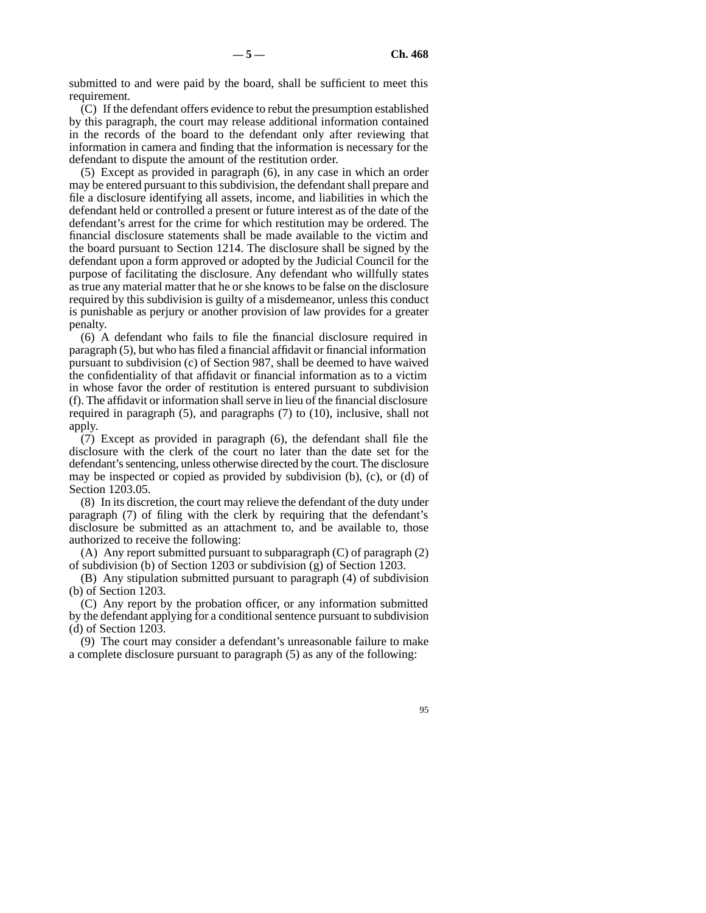submitted to and were paid by the board, shall be sufficient to meet this requirement.

(C) If the defendant offers evidence to rebut the presumption established by this paragraph, the court may release additional information contained in the records of the board to the defendant only after reviewing that information in camera and finding that the information is necessary for the defendant to dispute the amount of the restitution order.

(5) Except as provided in paragraph (6), in any case in which an order may be entered pursuant to this subdivision, the defendant shall prepare and file a disclosure identifying all assets, income, and liabilities in which the defendant held or controlled a present or future interest as of the date of the defendant's arrest for the crime for which restitution may be ordered. The financial disclosure statements shall be made available to the victim and the board pursuant to Section 1214. The disclosure shall be signed by the defendant upon a form approved or adopted by the Judicial Council for the purpose of facilitating the disclosure. Any defendant who willfully states as true any material matter that he or she knows to be false on the disclosure required by this subdivision is guilty of a misdemeanor, unless this conduct is punishable as perjury or another provision of law provides for a greater penalty.

(6) A defendant who fails to file the financial disclosure required in paragraph (5), but who has filed a financial affidavit or financial information pursuant to subdivision (c) of Section 987, shall be deemed to have waived the confidentiality of that affidavit or financial information as to a victim in whose favor the order of restitution is entered pursuant to subdivision (f). The affidavit or information shall serve in lieu of the financial disclosure required in paragraph (5), and paragraphs (7) to (10), inclusive, shall not apply.

(7) Except as provided in paragraph (6), the defendant shall file the disclosure with the clerk of the court no later than the date set for the defendant's sentencing, unless otherwise directed by the court. The disclosure may be inspected or copied as provided by subdivision (b), (c), or (d) of Section 1203.05.

(8) In its discretion, the court may relieve the defendant of the duty under paragraph (7) of filing with the clerk by requiring that the defendant's disclosure be submitted as an attachment to, and be available to, those authorized to receive the following:

(A) Any report submitted pursuant to subparagraph (C) of paragraph (2) of subdivision (b) of Section 1203 or subdivision (g) of Section 1203.

(B) Any stipulation submitted pursuant to paragraph (4) of subdivision (b) of Section 1203.

(C) Any report by the probation officer, or any information submitted by the defendant applying for a conditional sentence pursuant to subdivision (d) of Section 1203.

(9) The court may consider a defendant's unreasonable failure to make a complete disclosure pursuant to paragraph (5) as any of the following: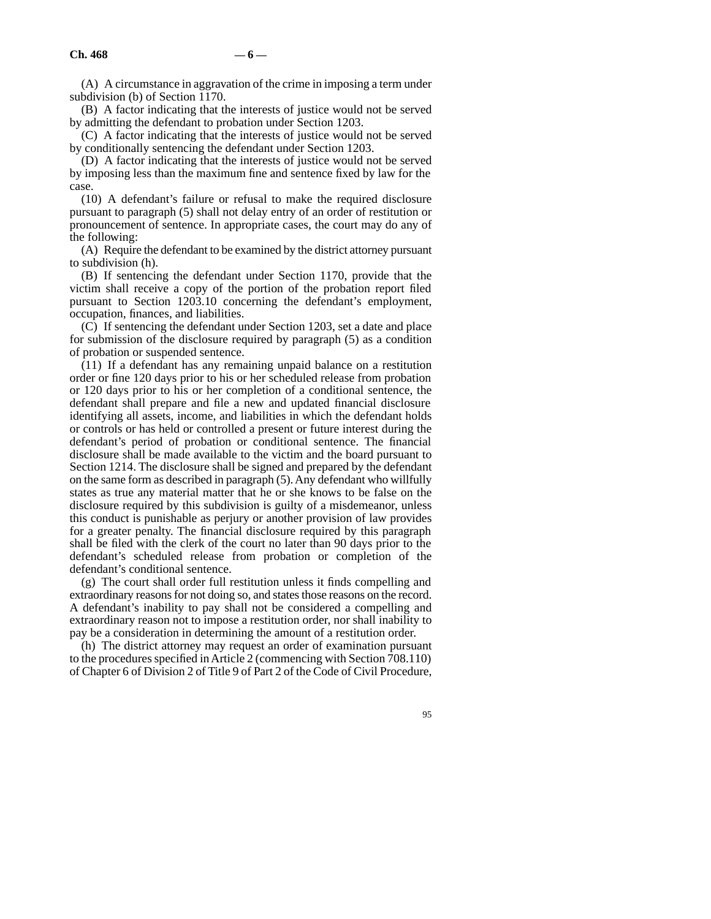(A) A circumstance in aggravation of the crime in imposing a term under subdivision (b) of Section 1170.

(B) A factor indicating that the interests of justice would not be served by admitting the defendant to probation under Section 1203.

(C) A factor indicating that the interests of justice would not be served by conditionally sentencing the defendant under Section 1203.

(D) A factor indicating that the interests of justice would not be served by imposing less than the maximum fine and sentence fixed by law for the case.

(10) A defendant's failure or refusal to make the required disclosure pursuant to paragraph (5) shall not delay entry of an order of restitution or pronouncement of sentence. In appropriate cases, the court may do any of the following:

(A) Require the defendant to be examined by the district attorney pursuant to subdivision (h).

(B) If sentencing the defendant under Section 1170, provide that the victim shall receive a copy of the portion of the probation report filed pursuant to Section 1203.10 concerning the defendant's employment, occupation, finances, and liabilities.

(C) If sentencing the defendant under Section 1203, set a date and place for submission of the disclosure required by paragraph (5) as a condition of probation or suspended sentence.

(11) If a defendant has any remaining unpaid balance on a restitution order or fine 120 days prior to his or her scheduled release from probation or 120 days prior to his or her completion of a conditional sentence, the defendant shall prepare and file a new and updated financial disclosure identifying all assets, income, and liabilities in which the defendant holds or controls or has held or controlled a present or future interest during the defendant's period of probation or conditional sentence. The financial disclosure shall be made available to the victim and the board pursuant to Section 1214. The disclosure shall be signed and prepared by the defendant on the same form as described in paragraph (5). Any defendant who willfully states as true any material matter that he or she knows to be false on the disclosure required by this subdivision is guilty of a misdemeanor, unless this conduct is punishable as perjury or another provision of law provides for a greater penalty. The financial disclosure required by this paragraph shall be filed with the clerk of the court no later than 90 days prior to the defendant's scheduled release from probation or completion of the defendant's conditional sentence.

(g) The court shall order full restitution unless it finds compelling and extraordinary reasons for not doing so, and states those reasons on the record. A defendant's inability to pay shall not be considered a compelling and extraordinary reason not to impose a restitution order, nor shall inability to pay be a consideration in determining the amount of a restitution order.

(h) The district attorney may request an order of examination pursuant to the procedures specified in Article 2 (commencing with Section 708.110) of Chapter 6 of Division 2 of Title 9 of Part 2 of the Code of Civil Procedure,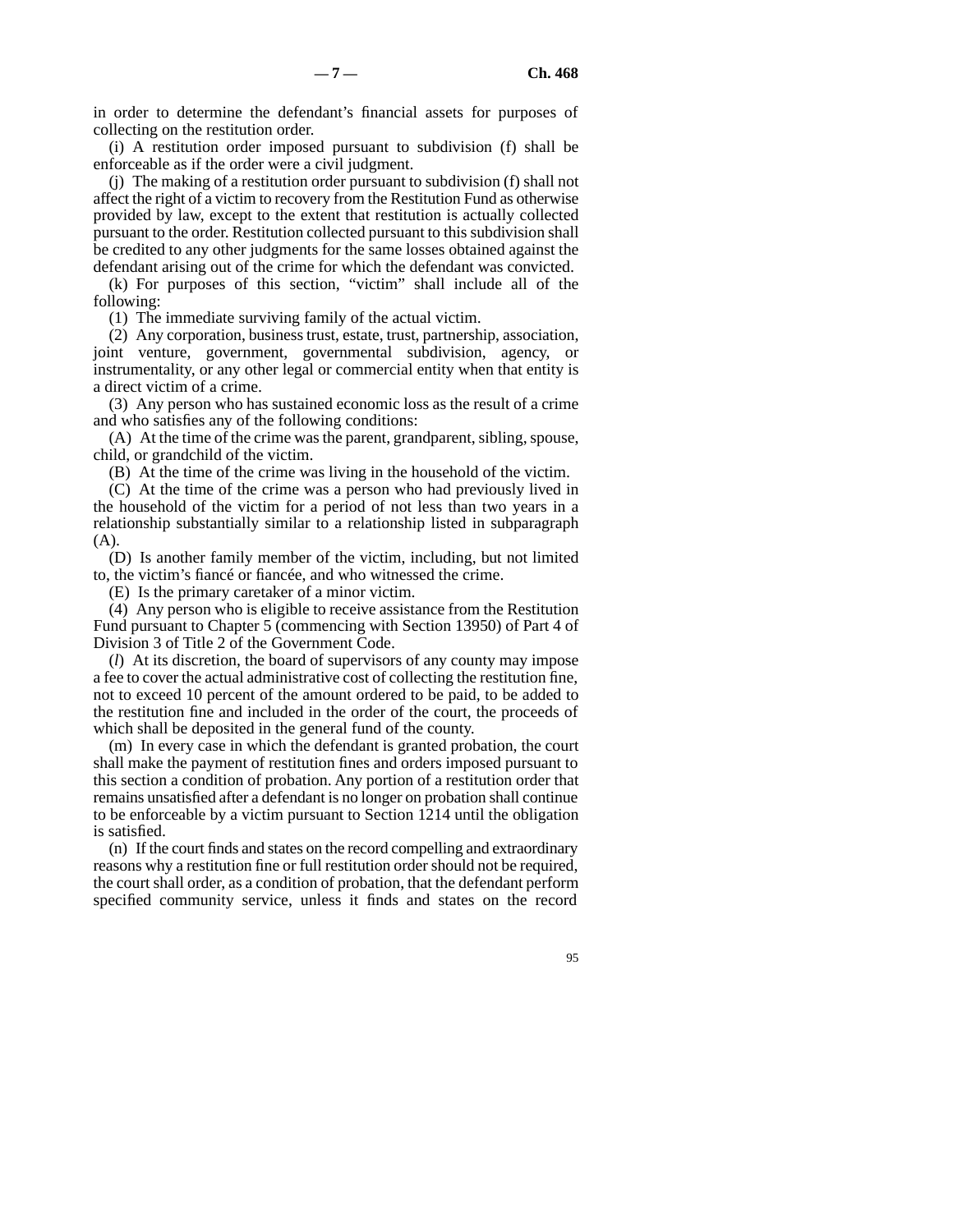in order to determine the defendant's financial assets for purposes of collecting on the restitution order.

(i) A restitution order imposed pursuant to subdivision (f) shall be enforceable as if the order were a civil judgment.

(j) The making of a restitution order pursuant to subdivision (f) shall not affect the right of a victim to recovery from the Restitution Fund as otherwise provided by law, except to the extent that restitution is actually collected pursuant to the order. Restitution collected pursuant to this subdivision shall be credited to any other judgments for the same losses obtained against the defendant arising out of the crime for which the defendant was convicted.

(k) For purposes of this section, "victim" shall include all of the following:

(1) The immediate surviving family of the actual victim.

(2) Any corporation, business trust, estate, trust, partnership, association, joint venture, government, governmental subdivision, agency, or instrumentality, or any other legal or commercial entity when that entity is a direct victim of a crime.

(3) Any person who has sustained economic loss as the result of a crime and who satisfies any of the following conditions:

(A) At the time of the crime was the parent, grandparent, sibling, spouse, child, or grandchild of the victim.

(B) At the time of the crime was living in the household of the victim.

(C) At the time of the crime was a person who had previously lived in the household of the victim for a period of not less than two years in a relationship substantially similar to a relationship listed in subparagraph (A).

(D) Is another family member of the victim, including, but not limited to, the victim's fiancé or fiancée, and who witnessed the crime.

(E) Is the primary caretaker of a minor victim.

(4) Any person who is eligible to receive assistance from the Restitution Fund pursuant to Chapter 5 (commencing with Section 13950) of Part 4 of Division 3 of Title 2 of the Government Code.

(*l*) At its discretion, the board of supervisors of any county may impose a fee to cover the actual administrative cost of collecting the restitution fine, not to exceed 10 percent of the amount ordered to be paid, to be added to the restitution fine and included in the order of the court, the proceeds of which shall be deposited in the general fund of the county.

(m) In every case in which the defendant is granted probation, the court shall make the payment of restitution fines and orders imposed pursuant to this section a condition of probation. Any portion of a restitution order that remains unsatisfied after a defendant is no longer on probation shall continue to be enforceable by a victim pursuant to Section 1214 until the obligation is satisfied.

(n) If the court finds and states on the record compelling and extraordinary reasons why a restitution fine or full restitution order should not be required, the court shall order, as a condition of probation, that the defendant perform specified community service, unless it finds and states on the record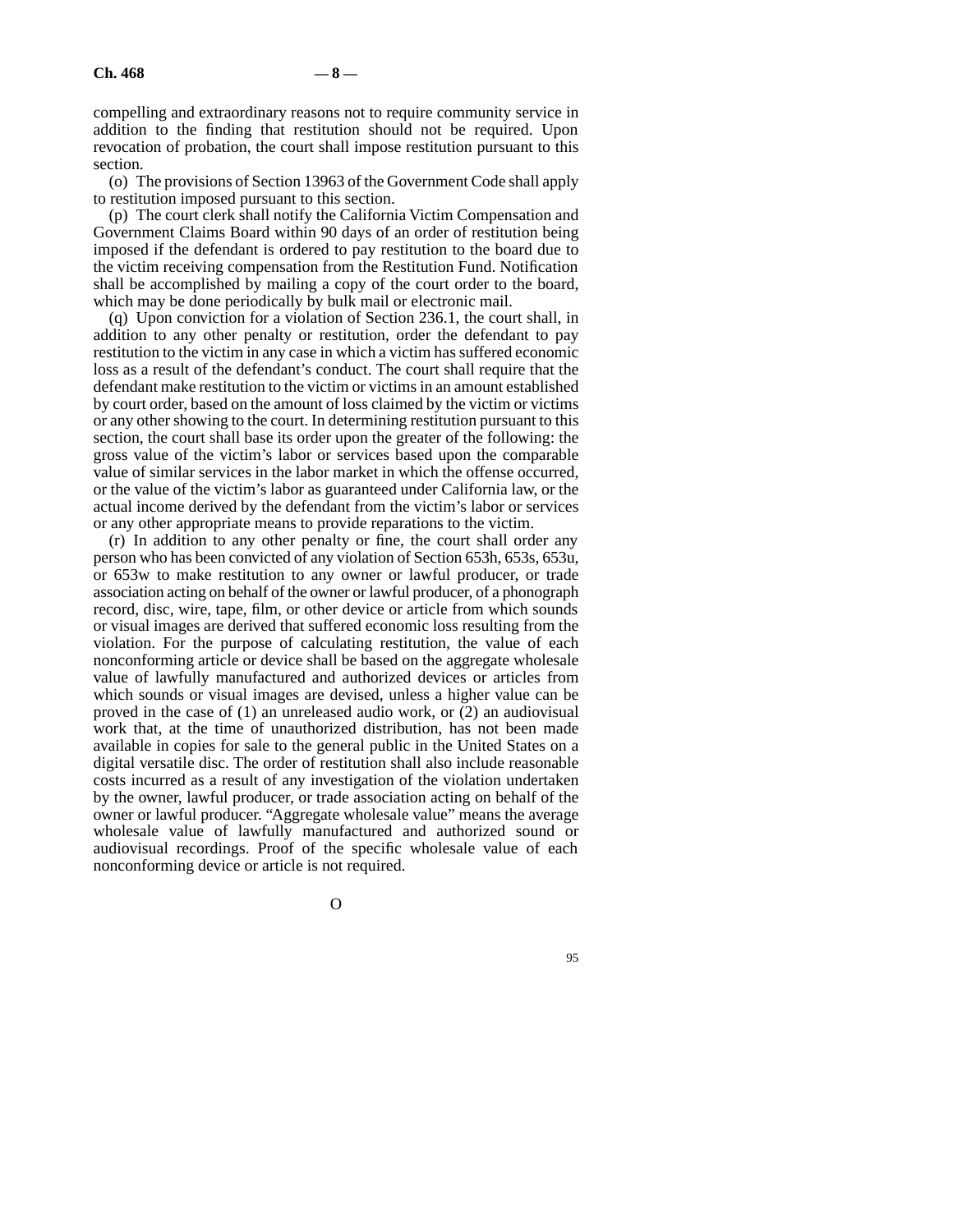compelling and extraordinary reasons not to require community service in addition to the finding that restitution should not be required. Upon revocation of probation, the court shall impose restitution pursuant to this section.

(o) The provisions of Section 13963 of the Government Code shall apply to restitution imposed pursuant to this section.

(p) The court clerk shall notify the California Victim Compensation and Government Claims Board within 90 days of an order of restitution being imposed if the defendant is ordered to pay restitution to the board due to the victim receiving compensation from the Restitution Fund. Notification shall be accomplished by mailing a copy of the court order to the board, which may be done periodically by bulk mail or electronic mail.

(q) Upon conviction for a violation of Section 236.1, the court shall, in addition to any other penalty or restitution, order the defendant to pay restitution to the victim in any case in which a victim has suffered economic loss as a result of the defendant's conduct. The court shall require that the defendant make restitution to the victim or victims in an amount established by court order, based on the amount of loss claimed by the victim or victims or any other showing to the court. In determining restitution pursuant to this section, the court shall base its order upon the greater of the following: the gross value of the victim's labor or services based upon the comparable value of similar services in the labor market in which the offense occurred, or the value of the victim's labor as guaranteed under California law, or the actual income derived by the defendant from the victim's labor or services or any other appropriate means to provide reparations to the victim.

(r) In addition to any other penalty or fine, the court shall order any person who has been convicted of any violation of Section 653h, 653s, 653u, or 653w to make restitution to any owner or lawful producer, or trade association acting on behalf of the owner or lawful producer, of a phonograph record, disc, wire, tape, film, or other device or article from which sounds or visual images are derived that suffered economic loss resulting from the violation. For the purpose of calculating restitution, the value of each nonconforming article or device shall be based on the aggregate wholesale value of lawfully manufactured and authorized devices or articles from which sounds or visual images are devised, unless a higher value can be proved in the case of (1) an unreleased audio work, or (2) an audiovisual work that, at the time of unauthorized distribution, has not been made available in copies for sale to the general public in the United States on a digital versatile disc. The order of restitution shall also include reasonable costs incurred as a result of any investigation of the violation undertaken by the owner, lawful producer, or trade association acting on behalf of the owner or lawful producer. "Aggregate wholesale value" means the average wholesale value of lawfully manufactured and authorized sound or audiovisual recordings. Proof of the specific wholesale value of each nonconforming device or article is not required.

O